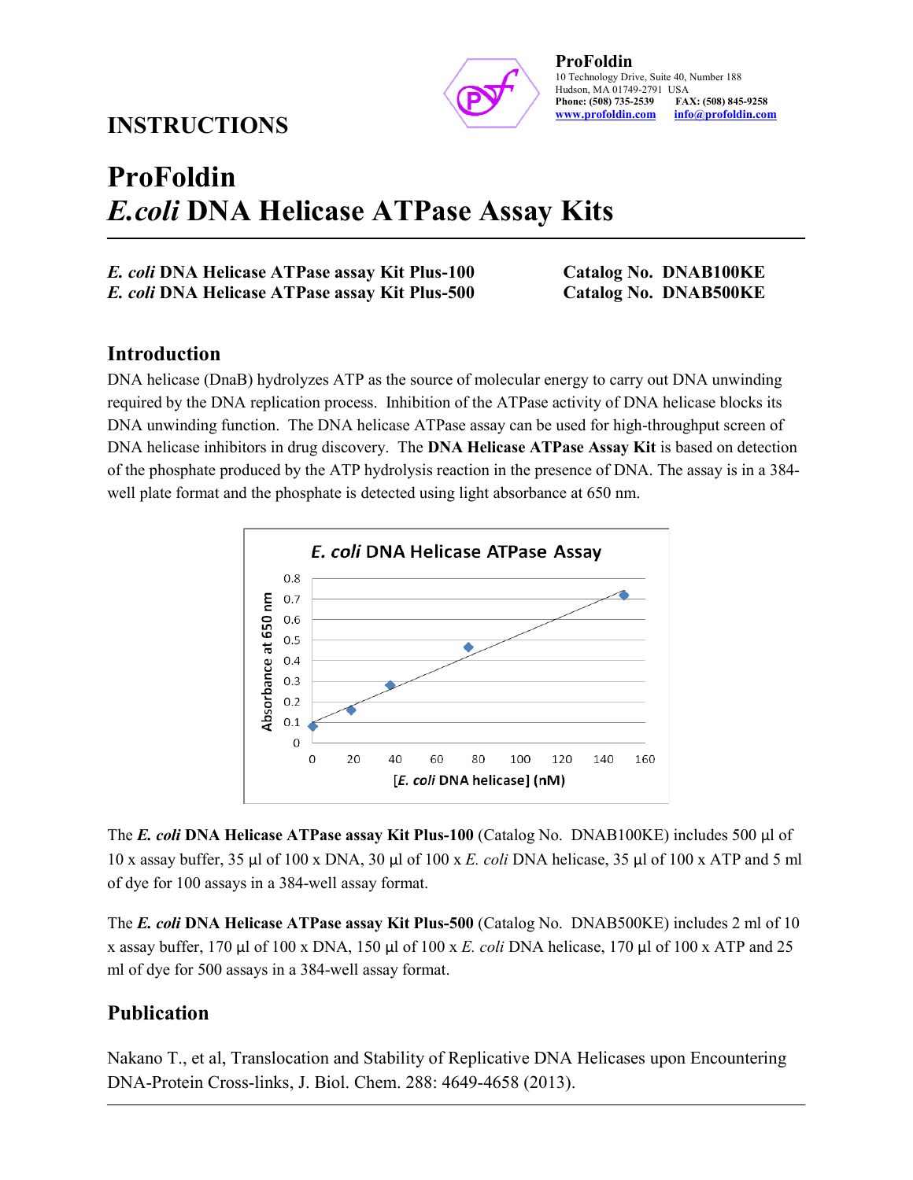**ProFoldin**
10 Technology Drive, Suite 40, Number 188
Hudson, MA 01749-2791 USA
**Phone: (508) 735-2539** **FAX: (508) 845-9258**
**www.profoldin.com** **info@profoldin.com**

## INSTRUCTIONS

# ProFoldin *E.coli* DNA Helicase ATPase Assay Kits

| | |
|---|---|
| ***E. coli*** **DNA Helicase ATPase assay Kit Plus-100** | **Catalog No. DNAB100KE** |
| ***E. coli*** **DNA Helicase ATPase assay Kit Plus-500** | **Catalog No. DNAB500KE** |

## Introduction

DNA helicase (DnaB) hydrolyzes ATP as the source of molecular energy to carry out DNA unwinding required by the DNA replication process. Inhibition of the ATPase activity of DNA helicase blocks its DNA unwinding function. The DNA helicase ATPase assay can be used for high-throughput screen of DNA helicase inhibitors in drug discovery. The **DNA Helicase ATPase Assay Kit** is based on detection of the phosphate produced by the ATP hydrolysis reaction in the presence of DNA. The assay is in a 384-well plate format and the phosphate is detected using light absorbance at 650 nm.

*E. coli* DNA Helicase ATPase Assay

(Chart: Absorbance at 650 nm vs. [*E. coli* DNA helicase] (nM), 0–160 nM)

The ***E. coli*** **DNA Helicase ATPase assay Kit Plus-100** (Catalog No. DNAB100KE) includes 500 µl of 10 x assay buffer, 35 µl of 100 x DNA, 30 µl of 100 x *E. coli* DNA helicase, 35 µl of 100 x ATP and 5 ml of dye for 100 assays in a 384-well assay format.

The ***E. coli*** **DNA Helicase ATPase assay Kit Plus-500** (Catalog No. DNAB500KE) includes 2 ml of 10 x assay buffer, 170 µl of 100 x DNA, 150 µl of 100 x *E. coli* DNA helicase, 170 µl of 100 x ATP and 25 ml of dye for 500 assays in a 384-well assay format.

## Publication

Nakano T., et al, Translocation and Stability of Replicative DNA Helicases upon Encountering DNA-Protein Cross-links, J. Biol. Chem. 288: 4649-4658 (2013).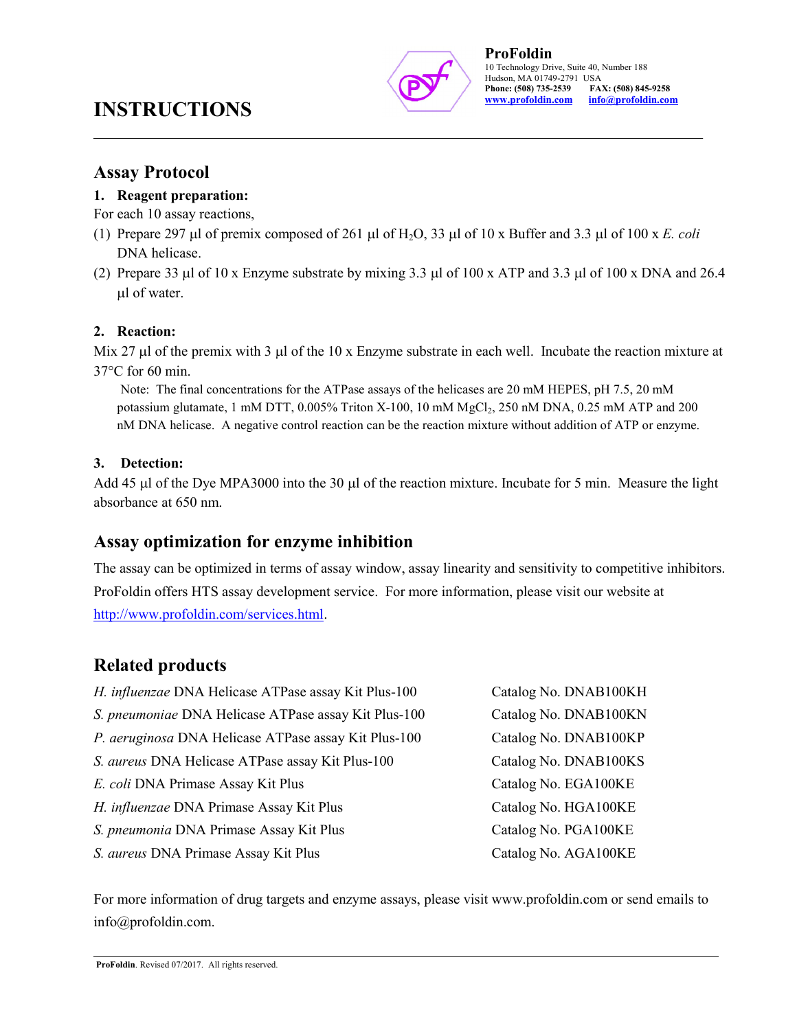**ProFoldin**
10 Technology Drive, Suite 40, Number 188
Hudson, MA 01749-2791 USA
**Phone: (508) 735-2539 FAX: (508) 845-9258**
**www.profoldin.com info@profoldin.com**

# INSTRUCTIONS

## Assay Protocol

### 1. Reagent preparation:

For each 10 assay reactions,

(1) Prepare 297 µl of premix composed of 261 µl of $H_2O$, 33 µl of 10 x Buffer and 3.3 µl of 100 x *E. coli* DNA helicase.

(2) Prepare 33 µl of 10 x Enzyme substrate by mixing 3.3 µl of 100 x ATP and 3.3 µl of 100 x DNA and 26.4 µl of water.

### 2. Reaction:

Mix 27 µl of the premix with 3 µl of the 10 x Enzyme substrate in each well. Incubate the reaction mixture at 37°C for 60 min.

Note: The final concentrations for the ATPase assays of the helicases are 20 mM HEPES, pH 7.5, 20 mM potassium glutamate, 1 mM DTT, 0.005% Triton X-100, 10 mM $MgCl_2$, 250 nM DNA, 0.25 mM ATP and 200 nM DNA helicase. A negative control reaction can be the reaction mixture without addition of ATP or enzyme.

### 3. Detection:

Add 45 µl of the Dye MPA3000 into the 30 µl of the reaction mixture. Incubate for 5 min. Measure the light absorbance at 650 nm.

## Assay optimization for enzyme inhibition

The assay can be optimized in terms of assay window, assay linearity and sensitivity to competitive inhibitors. ProFoldin offers HTS assay development service. For more information, please visit our website at http://www.profoldin.com/services.html.

## Related products

| | |
|---|---|
| *H. influenzae* DNA Helicase ATPase assay Kit Plus-100 | Catalog No. DNAB100KH |
| *S. pneumoniae* DNA Helicase ATPase assay Kit Plus-100 | Catalog No. DNAB100KN |
| *P. aeruginosa* DNA Helicase ATPase assay Kit Plus-100 | Catalog No. DNAB100KP |
| *S. aureus* DNA Helicase ATPase assay Kit Plus-100 | Catalog No. DNAB100KS |
| *E. coli* DNA Primase Assay Kit Plus | Catalog No. EGA100KE |
| *H. influenzae* DNA Primase Assay Kit Plus | Catalog No. HGA100KE |
| *S. pneumonia* DNA Primase Assay Kit Plus | Catalog No. PGA100KE |
| *S. aureus* DNA Primase Assay Kit Plus | Catalog No. AGA100KE |

For more information of drug targets and enzyme assays, please visit www.profoldin.com or send emails to info@profoldin.com.

**ProFoldin**. Revised 07/2017. All rights reserved.